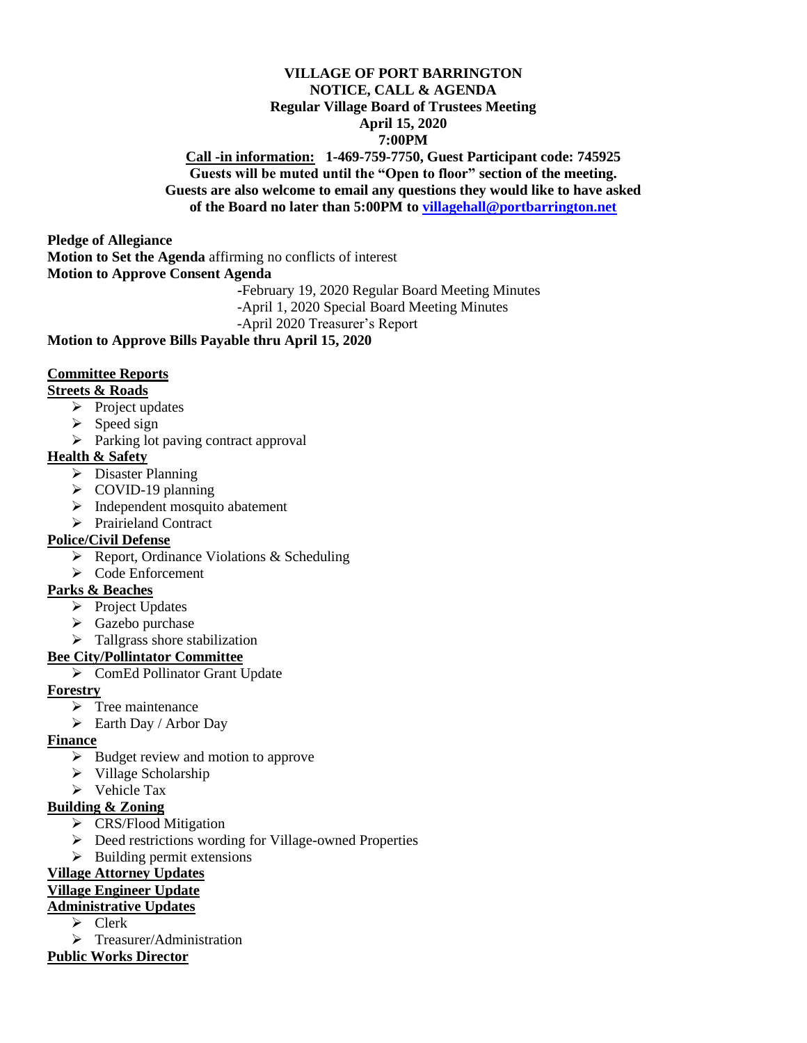# VILLAGE OF PORT BARRINGTON
## NOTICE, CALL & AGENDA
### Regular Village Board of Trustees Meeting
**April 15, 2020**

**7:00PM**

**Call -in information: 1-469-759-7750, Guest Participant code: 745925**
**Guests will be muted until the "Open to floor" section of the meeting.**
**Guests are also welcome to email any questions they would like to have asked of the Board no later than 5:00PM to villagehall@portbarrington.net**

**Pledge of Allegiance**

**Motion to Set the Agenda** affirming no conflicts of interest

**Motion to Approve Consent Agenda**

- February 19, 2020 Regular Board Meeting Minutes
- April 1, 2020 Special Board Meeting Minutes
- April 2020 Treasurer's Report

**Motion to Approve Bills Payable thru April 15, 2020**

**Committee Reports**

**Streets & Roads**
- Project updates
- Speed sign
- Parking lot paving contract approval

**Health & Safety**
- Disaster Planning
- COVID-19 planning
- Independent mosquito abatement
- Prairieland Contract

**Police/Civil Defense**
- Report, Ordinance Violations & Scheduling
- Code Enforcement

**Parks & Beaches**
- Project Updates
- Gazebo purchase
- Tallgrass shore stabilization

**Bee City/Pollintator Committee**
- ComEd Pollinator Grant Update

**Forestry**
- Tree maintenance
- Earth Day / Arbor Day

**Finance**
- Budget review and motion to approve
- Village Scholarship
- Vehicle Tax

**Building & Zoning**
- CRS/Flood Mitigation
- Deed restrictions wording for Village-owned Properties
- Building permit extensions

**Village Attorney Updates**

**Village Engineer Update**

**Administrative Updates**
- Clerk
- Treasurer/Administration

**Public Works Director**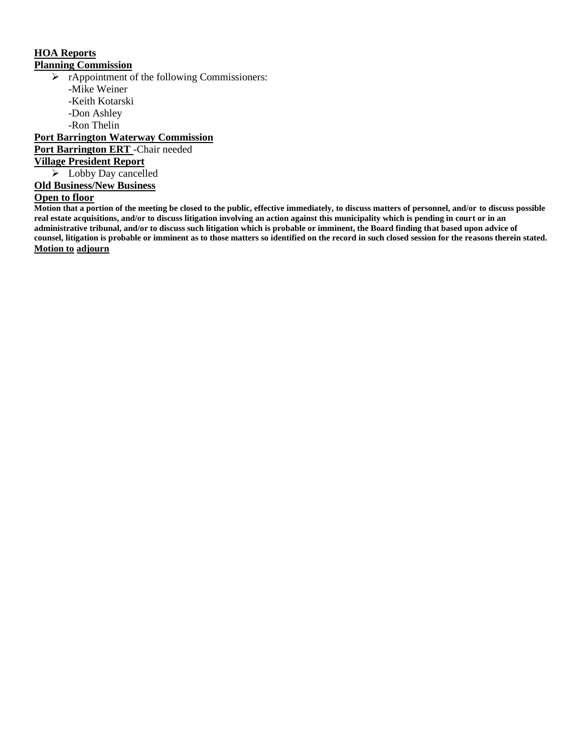**HOA Reports**

**Planning Commission**

- rAppointment of the following Commissioners:
  - -Mike Weiner
  - -Keith Kotarski
  - -Don Ashley
  - -Ron Thelin

**Port Barrington Waterway Commission**

**Port Barrington ERT** -Chair needed

**Village President Report**

- Lobby Day cancelled

**Old Business/New Business**

**Open to floor**

**Motion that a portion of the meeting be closed to the public, effective immediately, to discuss matters of personnel, and/or to discuss possible real estate acquisitions, and/or to discuss litigation involving an action against this municipality which is pending in court or in an administrative tribunal, and/or to discuss such litigation which is probable or imminent, the Board finding that based upon advice of counsel, litigation is probable or imminent as to those matters so identified on the record in such closed session for the reasons therein stated.**

**Motion to adjourn**